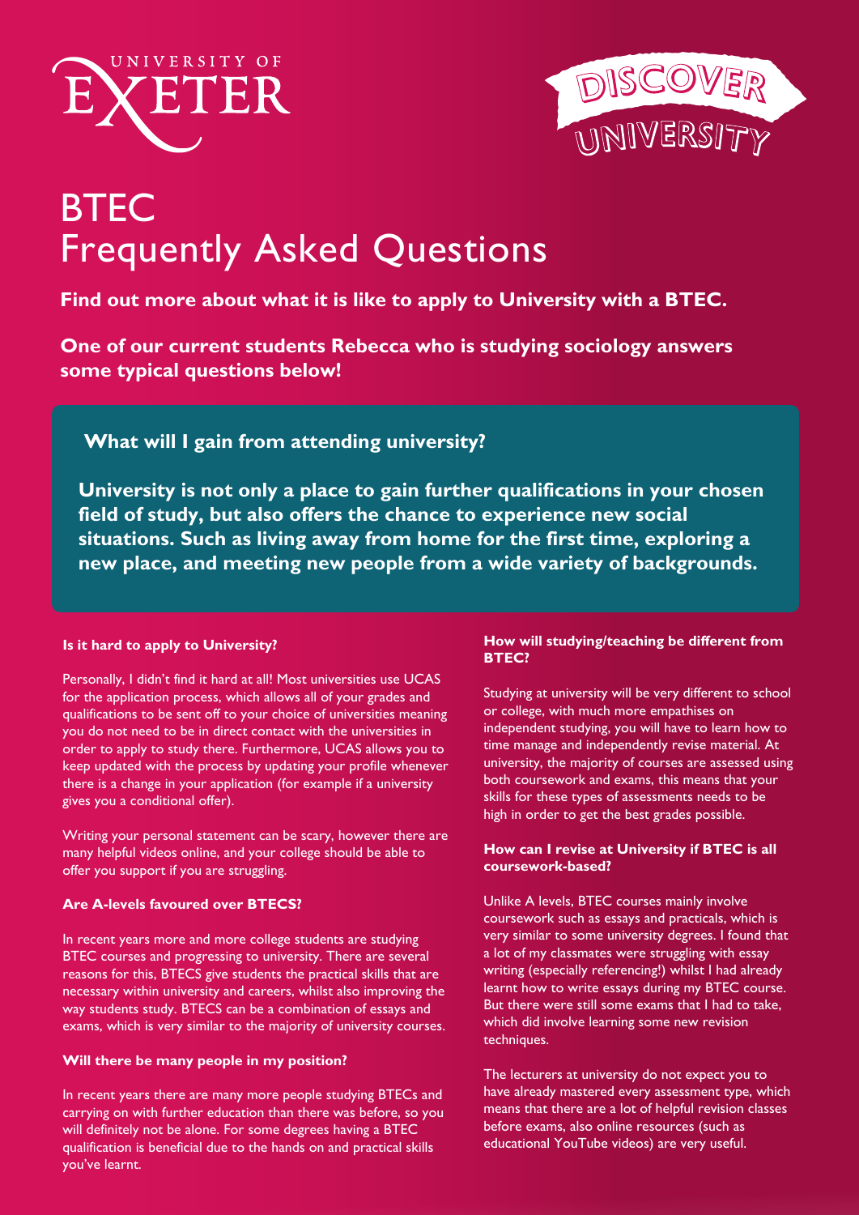UNIVERSITY OF EXETER

DISCOVER UNIVERSITY

# BTEC Frequently Asked Questions

**Find out more about what it is like to apply to University with a BTEC.**

**One of our current students Rebecca who is studying sociology answers some typical questions below!**

## What will I gain from attending university?

**University is not only a place to gain further qualifications in your chosen field of study, but also offers the chance to experience new social situations. Such as living away from home for the first time, exploring a new place, and meeting new people from a wide variety of backgrounds.**

### Is it hard to apply to University?

Personally, I didn't find it hard at all! Most universities use UCAS for the application process, which allows all of your grades and qualifications to be sent off to your choice of universities meaning you do not need to be in direct contact with the universities in order to apply to study there. Furthermore, UCAS allows you to keep updated with the process by updating your profile whenever there is a change in your application (for example if a university gives you a conditional offer).

Writing your personal statement can be scary, however there are many helpful videos online, and your college should be able to offer you support if you are struggling.

### Are A-levels favoured over BTECS?

In recent years more and more college students are studying BTEC courses and progressing to university. There are several reasons for this, BTECS give students the practical skills that are necessary within university and careers, whilst also improving the way students study. BTECS can be a combination of essays and exams, which is very similar to the majority of university courses.

### Will there be many people in my position?

In recent years there are many more people studying BTECs and carrying on with further education than there was before, so you will definitely not be alone. For some degrees having a BTEC qualification is beneficial due to the hands on and practical skills you've learnt.

### How will studying/teaching be different from BTEC?

Studying at university will be very different to school or college, with much more empathises on independent studying, you will have to learn how to time manage and independently revise material. At university, the majority of courses are assessed using both coursework and exams, this means that your skills for these types of assessments needs to be high in order to get the best grades possible.

### How can I revise at University if BTEC is all coursework-based?

Unlike A levels, BTEC courses mainly involve coursework such as essays and practicals, which is very similar to some university degrees. I found that a lot of my classmates were struggling with essay writing (especially referencing!) whilst I had already learnt how to write essays during my BTEC course. But there were still some exams that I had to take, which did involve learning some new revision techniques.

The lecturers at university do not expect you to have already mastered every assessment type, which means that there are a lot of helpful revision classes before exams, also online resources (such as educational YouTube videos) are very useful.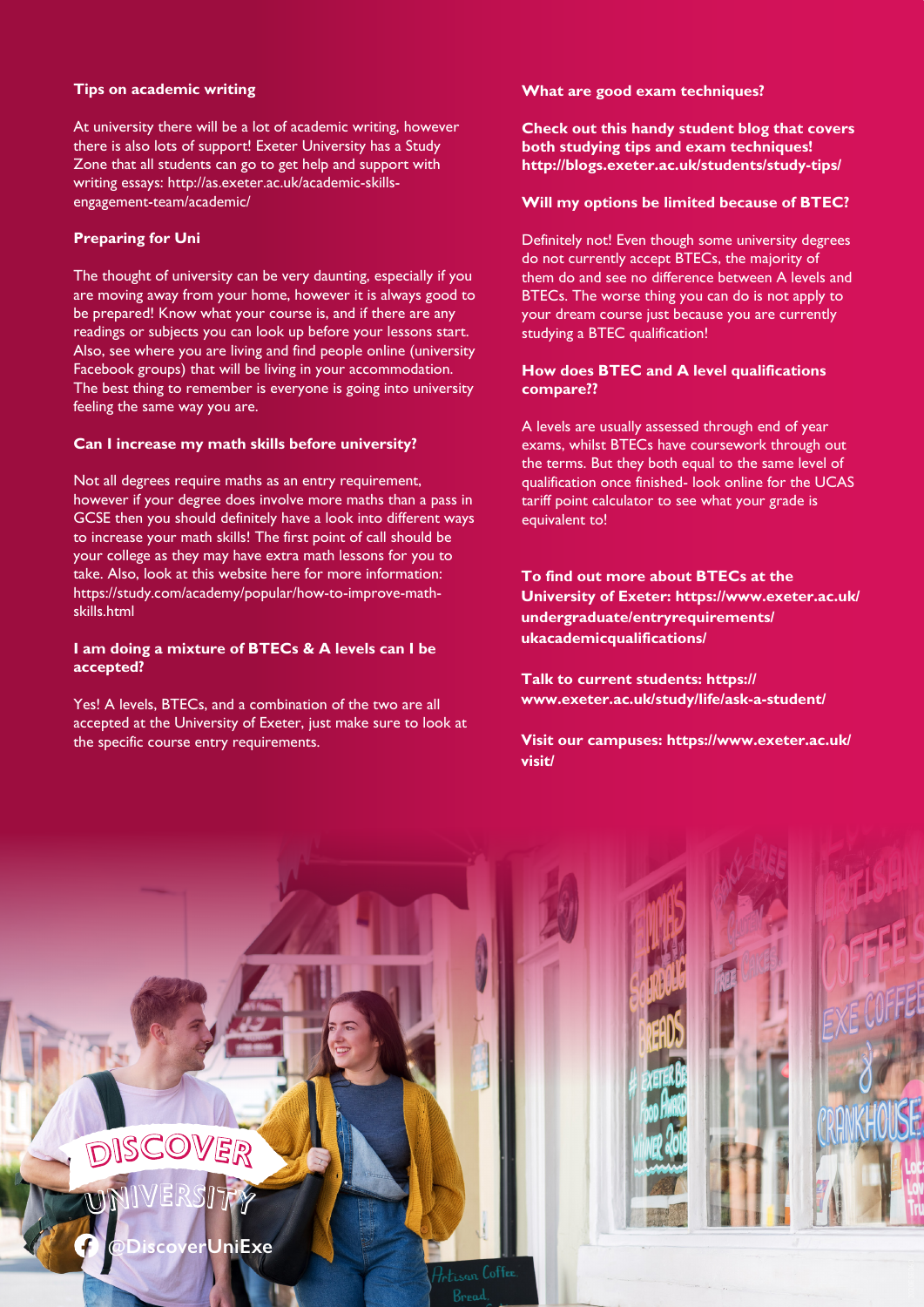**Tips on academic writing**

At university there will be a lot of academic writing, however there is also lots of support! Exeter University has a Study Zone that all students can go to get help and support with writing essays: http://as.exeter.ac.uk/academic-skills-engagement-team/academic/

**Preparing for Uni**

The thought of university can be very daunting, especially if you are moving away from your home, however it is always good to be prepared! Know what your course is, and if there are any readings or subjects you can look up before your lessons start. Also, see where you are living and find people online (university Facebook groups) that will be living in your accommodation. The best thing to remember is everyone is going into university feeling the same way you are.

**Can I increase my math skills before university?**

Not all degrees require maths as an entry requirement, however if your degree does involve more maths than a pass in GCSE then you should definitely have a look into different ways to increase your math skills! The first point of call should be your college as they may have extra math lessons for you to take. Also, look at this website here for more information: https://study.com/academy/popular/how-to-improve-math-skills.html

**I am doing a mixture of BTECs & A levels can I be accepted?**

Yes! A levels, BTECs, and a combination of the two are all accepted at the University of Exeter, just make sure to look at the specific course entry requirements.

**What are good exam techniques?**

**Check out this handy student blog that covers both studying tips and exam techniques! http://blogs.exeter.ac.uk/students/study-tips/**

**Will my options be limited because of BTEC?**

Definitely not! Even though some university degrees do not currently accept BTECs, the majority of them do and see no difference between A levels and BTECs. The worse thing you can do is not apply to your dream course just because you are currently studying a BTEC qualification!

**How does BTEC and A level qualifications compare??**

A levels are usually assessed through end of year exams, whilst BTECs have coursework through out the terms. But they both equal to the same level of qualification once finished- look online for the UCAS tariff point calculator to see what your grade is equivalent to!

**To find out more about BTECs at the University of Exeter: https://www.exeter.ac.uk/undergraduate/entryrequirements/ukacademicqualifications/**

**Talk to current students: https://www.exeter.ac.uk/study/life/ask-a-student/**

**Visit our campuses: https://www.exeter.ac.uk/visit/**

DISCOVER UNIVERSITY

@DiscoverUniExe